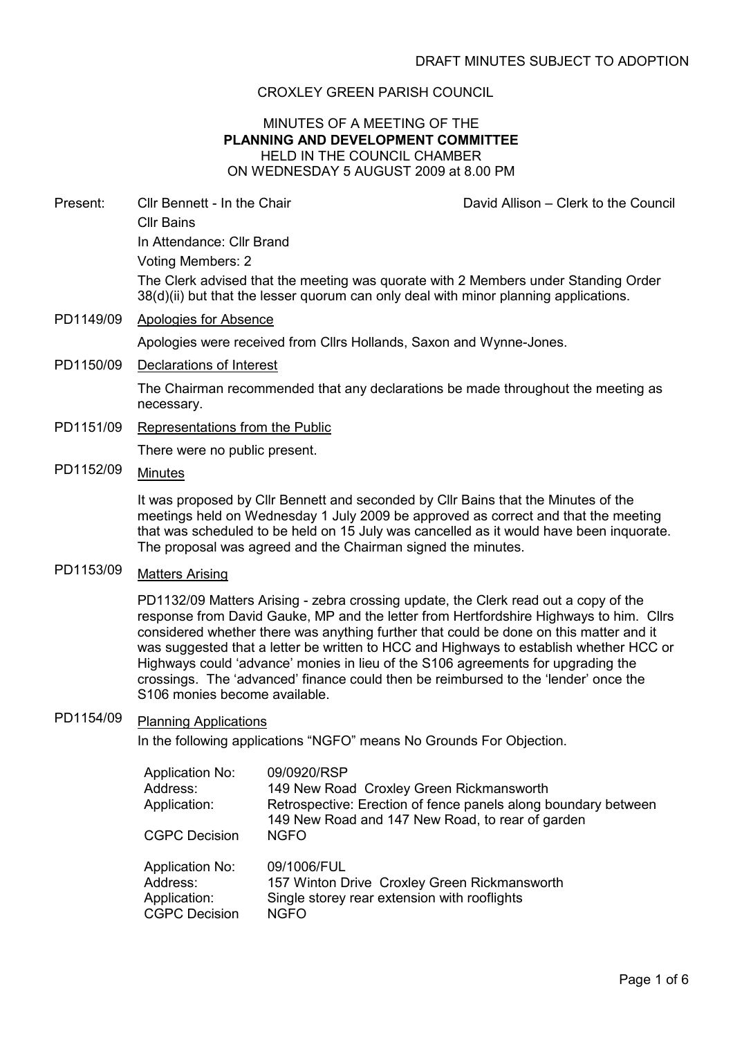DRAFT MINUTES SUBJECT TO ADOPTION

CROXLEY GREEN PARISH COUNCIL

MINUTES OF A MEETING OF THE
**PLANNING AND DEVELOPMENT COMMITTEE**
HELD IN THE COUNCIL CHAMBER
ON WEDNESDAY 5 AUGUST 2009 at 8.00 PM

Present: Cllr Bennett - In the Chair
Cllr Bains
In Attendance: Cllr Brand
Voting Members: 2

David Allison – Clerk to the Council

The Clerk advised that the meeting was quorate with 2 Members under Standing Order 38(d)(ii) but that the lesser quorum can only deal with minor planning applications.

PD1149/09 Apologies for Absence

Apologies were received from Cllrs Hollands, Saxon and Wynne-Jones.

PD1150/09 Declarations of Interest

The Chairman recommended that any declarations be made throughout the meeting as necessary.

PD1151/09 Representations from the Public

There were no public present.

PD1152/09 Minutes

It was proposed by Cllr Bennett and seconded by Cllr Bains that the Minutes of the meetings held on Wednesday 1 July 2009 be approved as correct and that the meeting that was scheduled to be held on 15 July was cancelled as it would have been inquorate. The proposal was agreed and the Chairman signed the minutes.

PD1153/09 Matters Arising

PD1132/09 Matters Arising - zebra crossing update, the Clerk read out a copy of the response from David Gauke, MP and the letter from Hertfordshire Highways to him. Cllrs considered whether there was anything further that could be done on this matter and it was suggested that a letter be written to HCC and Highways to establish whether HCC or Highways could 'advance' monies in lieu of the S106 agreements for upgrading the crossings. The 'advanced' finance could then be reimbursed to the 'lender' once the S106 monies become available.

PD1154/09 Planning Applications

In the following applications "NGFO" means No Grounds For Objection.

| | |
|---|---|
| Application No: | 09/0920/RSP |
| Address: | 149 New Road Croxley Green Rickmansworth |
| Application: | Retrospective: Erection of fence panels along boundary between 149 New Road and 147 New Road, to rear of garden |
| CGPC Decision | NGFO |

| | |
|---|---|
| Application No: | 09/1006/FUL |
| Address: | 157 Winton Drive Croxley Green Rickmansworth |
| Application: | Single storey rear extension with rooflights |
| CGPC Decision | NGFO |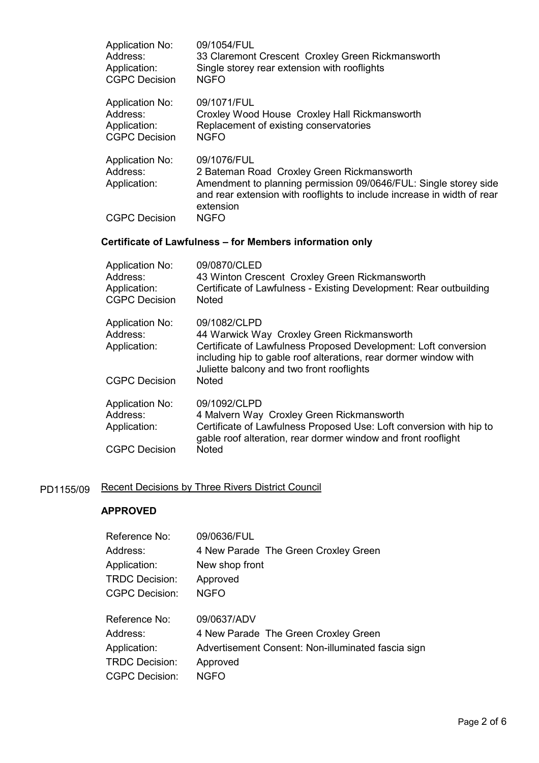| | |
|---|---|
| Application No: | 09/1054/FUL |
| Address: | 33 Claremont Crescent Croxley Green Rickmansworth |
| Application: | Single storey rear extension with rooflights |
| CGPC Decision | NGFO |

| | |
|---|---|
| Application No: | 09/1071/FUL |
| Address: | Croxley Wood House Croxley Hall Rickmansworth |
| Application: | Replacement of existing conservatories |
| CGPC Decision | NGFO |

| | |
|---|---|
| Application No: | 09/1076/FUL |
| Address: | 2 Bateman Road Croxley Green Rickmansworth |
| Application: | Amendment to planning permission 09/0646/FUL: Single storey side and rear extension with rooflights to include increase in width of rear extension |
| CGPC Decision | NGFO |

**Certificate of Lawfulness – for Members information only**

| | |
|---|---|
| Application No: | 09/0870/CLED |
| Address: | 43 Winton Crescent Croxley Green Rickmansworth |
| Application: | Certificate of Lawfulness - Existing Development: Rear outbuilding |
| CGPC Decision | Noted |

| | |
|---|---|
| Application No: | 09/1082/CLPD |
| Address: | 44 Warwick Way Croxley Green Rickmansworth |
| Application: | Certificate of Lawfulness Proposed Development: Loft conversion including hip to gable roof alterations, rear dormer window with Juliette balcony and two front rooflights |
| CGPC Decision | Noted |

| | |
|---|---|
| Application No: | 09/1092/CLPD |
| Address: | 4 Malvern Way Croxley Green Rickmansworth |
| Application: | Certificate of Lawfulness Proposed Use: Loft conversion with hip to gable roof alteration, rear dormer window and front rooflight |
| CGPC Decision | Noted |

PD1155/09 Recent Decisions by Three Rivers District Council

**APPROVED**

| | |
|---|---|
| Reference No: | 09/0636/FUL |
| Address: | 4 New Parade The Green Croxley Green |
| Application: | New shop front |
| TRDC Decision: | Approved |
| CGPC Decision: | NGFO |

| | |
|---|---|
| Reference No: | 09/0637/ADV |
| Address: | 4 New Parade The Green Croxley Green |
| Application: | Advertisement Consent: Non-illuminated fascia sign |
| TRDC Decision: | Approved |
| CGPC Decision: | NGFO |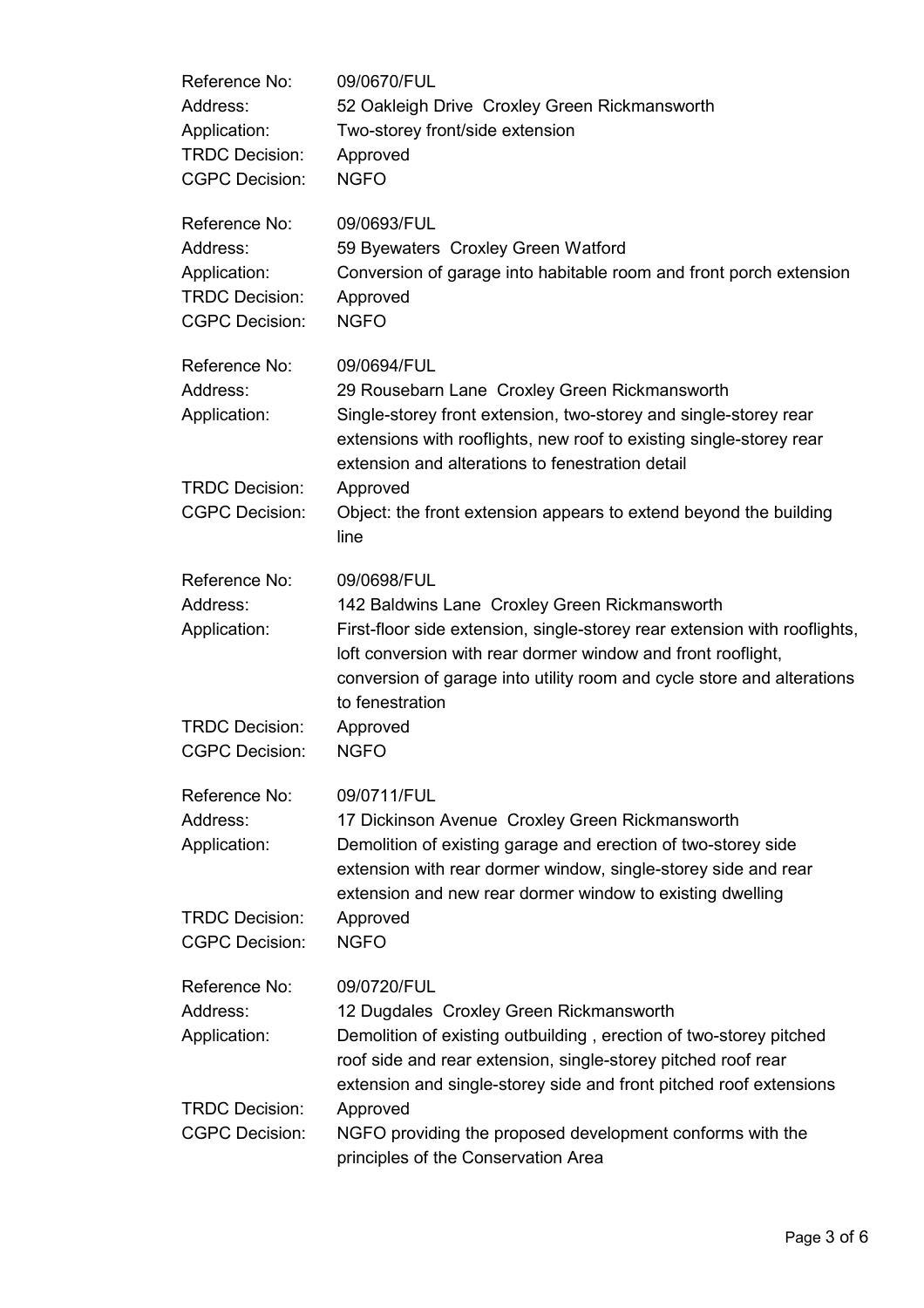Reference No: 09/0670/FUL
Address: 52 Oakleigh Drive Croxley Green Rickmansworth
Application: Two-storey front/side extension
TRDC Decision: Approved
CGPC Decision: NGFO

Reference No: 09/0693/FUL
Address: 59 Byewaters Croxley Green Watford
Application: Conversion of garage into habitable room and front porch extension
TRDC Decision: Approved
CGPC Decision: NGFO

Reference No: 09/0694/FUL
Address: 29 Rousebarn Lane Croxley Green Rickmansworth
Application: Single-storey front extension, two-storey and single-storey rear extensions with rooflights, new roof to existing single-storey rear extension and alterations to fenestration detail
TRDC Decision: Approved
CGPC Decision: Object: the front extension appears to extend beyond the building line

Reference No: 09/0698/FUL
Address: 142 Baldwins Lane Croxley Green Rickmansworth
Application: First-floor side extension, single-storey rear extension with rooflights, loft conversion with rear dormer window and front rooflight, conversion of garage into utility room and cycle store and alterations to fenestration
TRDC Decision: Approved
CGPC Decision: NGFO

Reference No: 09/0711/FUL
Address: 17 Dickinson Avenue Croxley Green Rickmansworth
Application: Demolition of existing garage and erection of two-storey side extension with rear dormer window, single-storey side and rear extension and new rear dormer window to existing dwelling
TRDC Decision: Approved
CGPC Decision: NGFO

Reference No: 09/0720/FUL
Address: 12 Dugdales Croxley Green Rickmansworth
Application: Demolition of existing outbuilding , erection of two-storey pitched roof side and rear extension, single-storey pitched roof rear extension and single-storey side and front pitched roof extensions
TRDC Decision: Approved
CGPC Decision: NGFO providing the proposed development conforms with the principles of the Conservation Area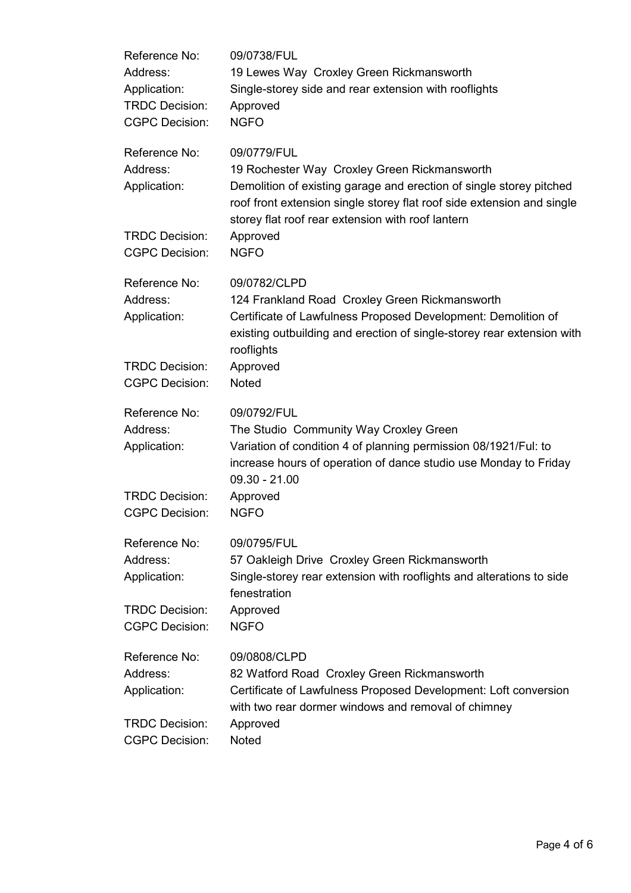| | |
|---|---|
| Reference No: | 09/0738/FUL |
| Address: | 19 Lewes Way  Croxley Green Rickmansworth |
| Application: | Single-storey side and rear extension with rooflights |
| TRDC Decision: | Approved |
| CGPC Decision: | NGFO |

| | |
|---|---|
| Reference No: | 09/0779/FUL |
| Address: | 19 Rochester Way  Croxley Green Rickmansworth |
| Application: | Demolition of existing garage and erection of single storey pitched roof front extension single storey flat roof side extension and single storey flat roof rear extension with roof lantern |
| TRDC Decision: | Approved |
| CGPC Decision: | NGFO |

| | |
|---|---|
| Reference No: | 09/0782/CLPD |
| Address: | 124 Frankland Road  Croxley Green Rickmansworth |
| Application: | Certificate of Lawfulness Proposed Development: Demolition of existing outbuilding and erection of single-storey rear extension with rooflights |
| TRDC Decision: | Approved |
| CGPC Decision: | Noted |

| | |
|---|---|
| Reference No: | 09/0792/FUL |
| Address: | The Studio  Community Way Croxley Green |
| Application: | Variation of condition 4 of planning permission 08/1921/Ful: to increase hours of operation of dance studio use Monday to Friday 09.30 - 21.00 |
| TRDC Decision: | Approved |
| CGPC Decision: | NGFO |

| | |
|---|---|
| Reference No: | 09/0795/FUL |
| Address: | 57 Oakleigh Drive  Croxley Green Rickmansworth |
| Application: | Single-storey rear extension with rooflights and alterations to side fenestration |
| TRDC Decision: | Approved |
| CGPC Decision: | NGFO |

| | |
|---|---|
| Reference No: | 09/0808/CLPD |
| Address: | 82 Watford Road  Croxley Green Rickmansworth |
| Application: | Certificate of Lawfulness Proposed Development: Loft conversion with two rear dormer windows and removal of chimney |
| TRDC Decision: | Approved |
| CGPC Decision: | Noted |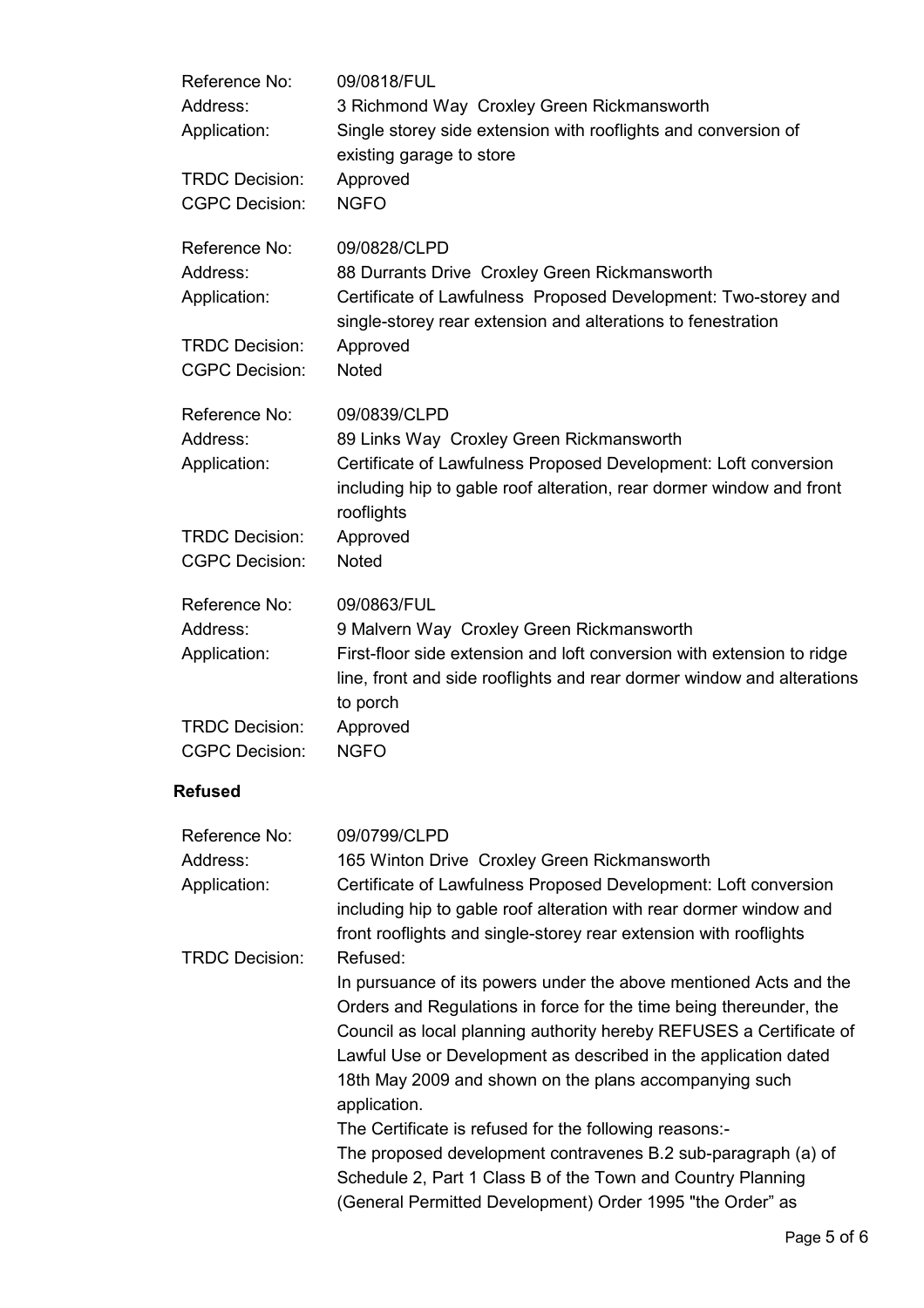| | |
|---|---|
| Reference No: | 09/0818/FUL |
| Address: | 3 Richmond Way Croxley Green Rickmansworth |
| Application: | Single storey side extension with rooflights and conversion of existing garage to store |
| TRDC Decision: | Approved |
| CGPC Decision: | NGFO |

| | |
|---|---|
| Reference No: | 09/0828/CLPD |
| Address: | 88 Durrants Drive Croxley Green Rickmansworth |
| Application: | Certificate of Lawfulness Proposed Development: Two-storey and single-storey rear extension and alterations to fenestration |
| TRDC Decision: | Approved |
| CGPC Decision: | Noted |

| | |
|---|---|
| Reference No: | 09/0839/CLPD |
| Address: | 89 Links Way Croxley Green Rickmansworth |
| Application: | Certificate of Lawfulness Proposed Development: Loft conversion including hip to gable roof alteration, rear dormer window and front rooflights |
| TRDC Decision: | Approved |
| CGPC Decision: | Noted |

| | |
|---|---|
| Reference No: | 09/0863/FUL |
| Address: | 9 Malvern Way Croxley Green Rickmansworth |
| Application: | First-floor side extension and loft conversion with extension to ridge line, front and side rooflights and rear dormer window and alterations to porch |
| TRDC Decision: | Approved |
| CGPC Decision: | NGFO |

**Refused**

| | |
|---|---|
| Reference No: | 09/0799/CLPD |
| Address: | 165 Winton Drive Croxley Green Rickmansworth |
| Application: | Certificate of Lawfulness Proposed Development: Loft conversion including hip to gable roof alteration with rear dormer window and front rooflights and single-storey rear extension with rooflights |
| TRDC Decision: | Refused: In pursuance of its powers under the above mentioned Acts and the Orders and Regulations in force for the time being thereunder, the Council as local planning authority hereby REFUSES a Certificate of Lawful Use or Development as described in the application dated 18th May 2009 and shown on the plans accompanying such application. The Certificate is refused for the following reasons:- The proposed development contravenes B.2 sub-paragraph (a) of Schedule 2, Part 1 Class B of the Town and Country Planning (General Permitted Development) Order 1995 "the Order" as |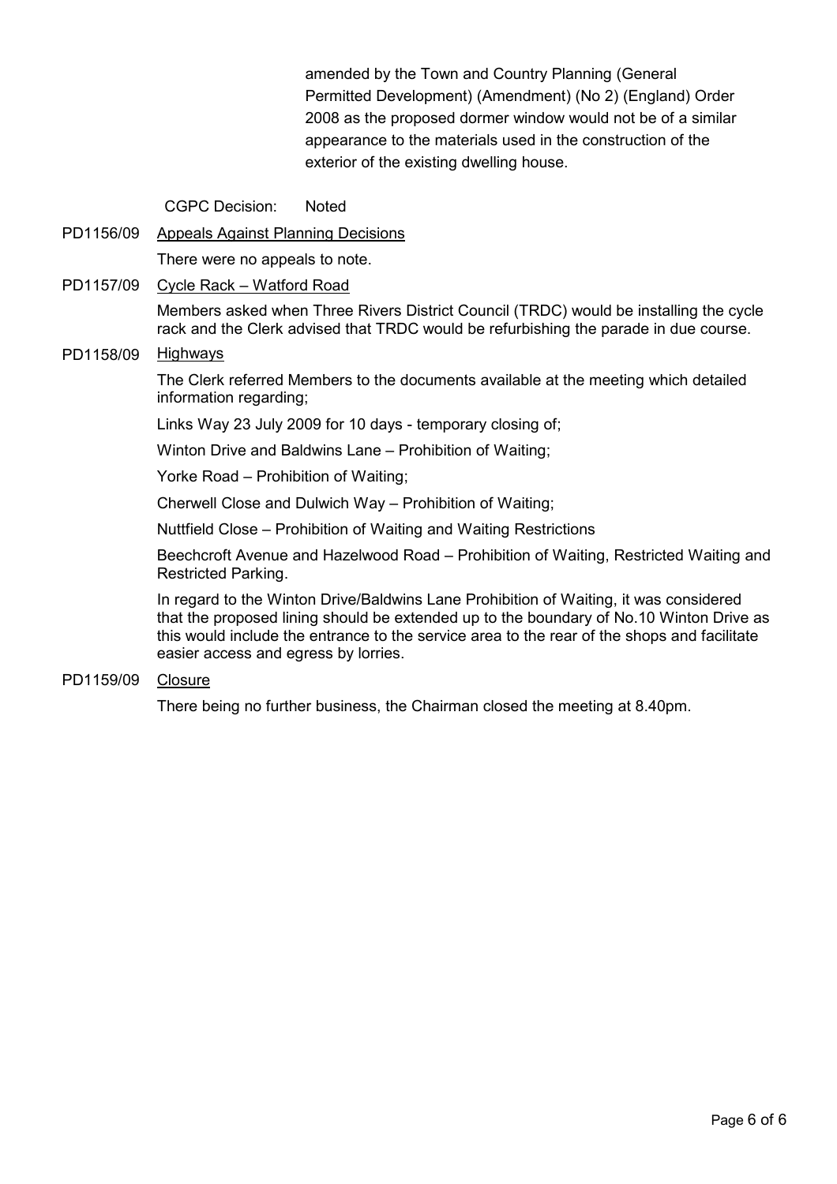amended by the Town and Country Planning (General Permitted Development) (Amendment) (No 2) (England) Order 2008 as the proposed dormer window would not be of a similar appearance to the materials used in the construction of the exterior of the existing dwelling house.

CGPC Decision: Noted

PD1156/09 Appeals Against Planning Decisions

There were no appeals to note.

PD1157/09 Cycle Rack – Watford Road

Members asked when Three Rivers District Council (TRDC) would be installing the cycle rack and the Clerk advised that TRDC would be refurbishing the parade in due course.

PD1158/09 Highways

The Clerk referred Members to the documents available at the meeting which detailed information regarding;

Links Way 23 July 2009 for 10 days - temporary closing of;

Winton Drive and Baldwins Lane – Prohibition of Waiting;

Yorke Road – Prohibition of Waiting;

Cherwell Close and Dulwich Way – Prohibition of Waiting;

Nuttfield Close – Prohibition of Waiting and Waiting Restrictions

Beechcroft Avenue and Hazelwood Road – Prohibition of Waiting, Restricted Waiting and Restricted Parking.

In regard to the Winton Drive/Baldwins Lane Prohibition of Waiting, it was considered that the proposed lining should be extended up to the boundary of No.10 Winton Drive as this would include the entrance to the service area to the rear of the shops and facilitate easier access and egress by lorries.

PD1159/09 Closure

There being no further business, the Chairman closed the meeting at 8.40pm.